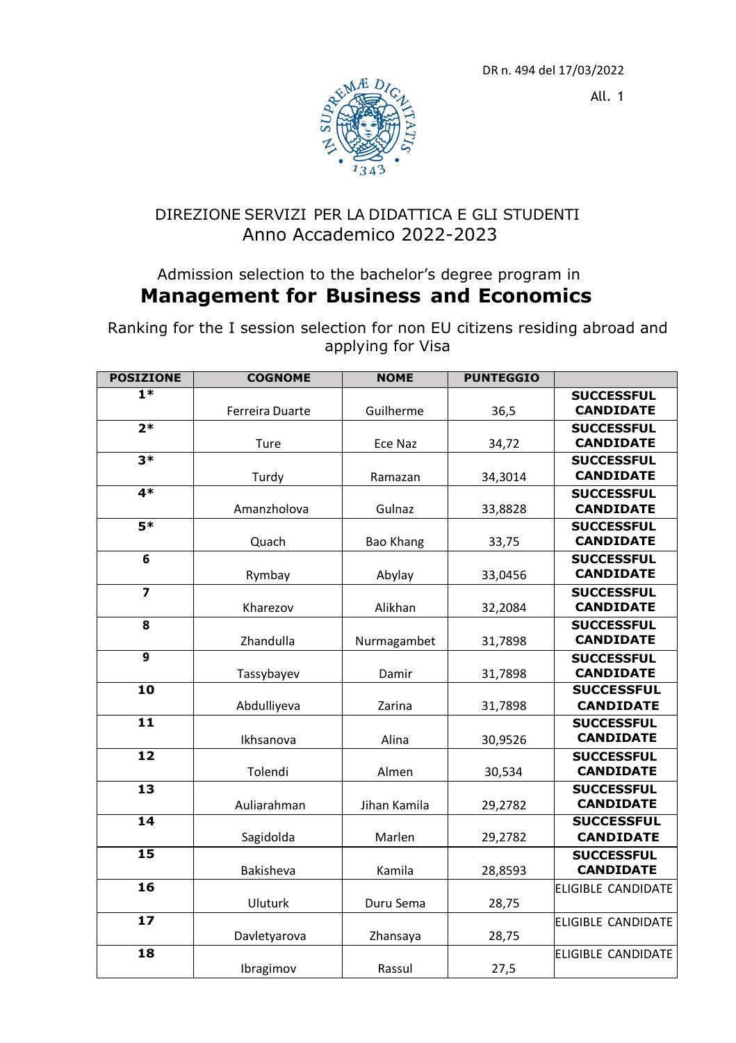DR n. 494 del 17/03/2022

All. 1

DIREZIONE SERVIZI PER LA DIDATTICA E GLI STUDENTI
Anno Accademico 2022-2023

Admission selection to the bachelor's degree program in

# Management for Business and Economics

Ranking for the I session selection for non EU citizens residing abroad and applying for Visa

| POSIZIONE | COGNOME | NOME | PUNTEGGIO | |
|---|---|---|---|---|
| 1* | Ferreira Duarte | Guilherme | 36,5 | **SUCCESSFUL CANDIDATE** |
| 2* | Ture | Ece Naz | 34,72 | **SUCCESSFUL CANDIDATE** |
| 3* | Turdy | Ramazan | 34,3014 | **SUCCESSFUL CANDIDATE** |
| 4* | Amanzholova | Gulnaz | 33,8828 | **SUCCESSFUL CANDIDATE** |
| 5* | Quach | Bao Khang | 33,75 | **SUCCESSFUL CANDIDATE** |
| 6 | Rymbay | Abylay | 33,0456 | **SUCCESSFUL CANDIDATE** |
| 7 | Kharezov | Alikhan | 32,2084 | **SUCCESSFUL CANDIDATE** |
| 8 | Zhandulla | Nurmagambet | 31,7898 | **SUCCESSFUL CANDIDATE** |
| 9 | Tassybayev | Damir | 31,7898 | **SUCCESSFUL CANDIDATE** |
| 10 | Abdulliyeva | Zarina | 31,7898 | **SUCCESSFUL CANDIDATE** |
| 11 | Ikhsanova | Alina | 30,9526 | **SUCCESSFUL CANDIDATE** |
| 12 | Tolendi | Almen | 30,534 | **SUCCESSFUL CANDIDATE** |
| 13 | Auliarahman | Jihan Kamila | 29,2782 | **SUCCESSFUL CANDIDATE** |
| 14 | Sagidolda | Marlen | 29,2782 | **SUCCESSFUL CANDIDATE** |
| 15 | Bakisheva | Kamila | 28,8593 | **SUCCESSFUL CANDIDATE** |
| 16 | Uluturk | Duru Sema | 28,75 | ELIGIBLE CANDIDATE |
| 17 | Davletyarova | Zhansaya | 28,75 | ELIGIBLE CANDIDATE |
| 18 | Ibragimov | Rassul | 27,5 | ELIGIBLE CANDIDATE |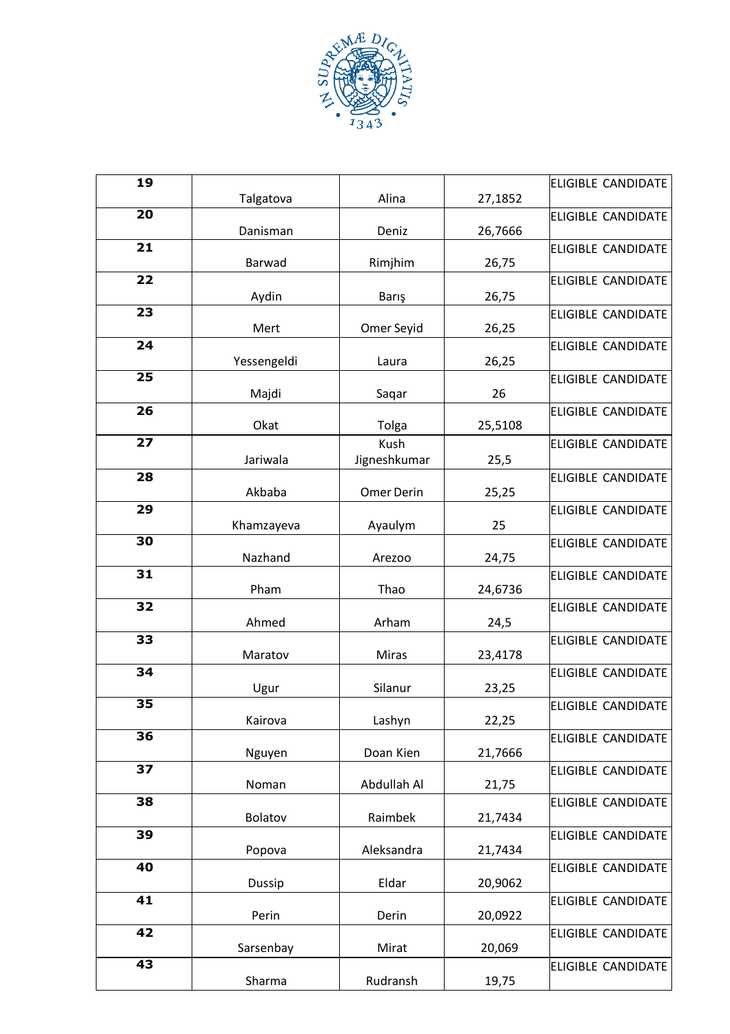| 19 | Talgatova | Alina | 27,1852 | ELIGIBLE CANDIDATE |
|---|---|---|---|---|
| 20 | Danisman | Deniz | 26,7666 | ELIGIBLE CANDIDATE |
| 21 | Barwad | Rimjhim | 26,75 | ELIGIBLE CANDIDATE |
| 22 | Aydin | Barış | 26,75 | ELIGIBLE CANDIDATE |
| 23 | Mert | Omer Seyid | 26,25 | ELIGIBLE CANDIDATE |
| 24 | Yessengeldi | Laura | 26,25 | ELIGIBLE CANDIDATE |
| 25 | Majdi | Saqar | 26 | ELIGIBLE CANDIDATE |
| 26 | Okat | Tolga | 25,5108 | ELIGIBLE CANDIDATE |
| 27 | Jariwala | Kush Jigneshkumar | 25,5 | ELIGIBLE CANDIDATE |
| 28 | Akbaba | Omer Derin | 25,25 | ELIGIBLE CANDIDATE |
| 29 | Khamzayeva | Ayaulym | 25 | ELIGIBLE CANDIDATE |
| 30 | Nazhand | Arezoo | 24,75 | ELIGIBLE CANDIDATE |
| 31 | Pham | Thao | 24,6736 | ELIGIBLE CANDIDATE |
| 32 | Ahmed | Arham | 24,5 | ELIGIBLE CANDIDATE |
| 33 | Maratov | Miras | 23,4178 | ELIGIBLE CANDIDATE |
| 34 | Ugur | Silanur | 23,25 | ELIGIBLE CANDIDATE |
| 35 | Kairova | Lashyn | 22,25 | ELIGIBLE CANDIDATE |
| 36 | Nguyen | Doan Kien | 21,7666 | ELIGIBLE CANDIDATE |
| 37 | Noman | Abdullah Al | 21,75 | ELIGIBLE CANDIDATE |
| 38 | Bolatov | Raimbek | 21,7434 | ELIGIBLE CANDIDATE |
| 39 | Popova | Aleksandra | 21,7434 | ELIGIBLE CANDIDATE |
| 40 | Dussip | Eldar | 20,9062 | ELIGIBLE CANDIDATE |
| 41 | Perin | Derin | 20,0922 | ELIGIBLE CANDIDATE |
| 42 | Sarsenbay | Mirat | 20,069 | ELIGIBLE CANDIDATE |
| 43 | Sharma | Rudransh | 19,75 | ELIGIBLE CANDIDATE |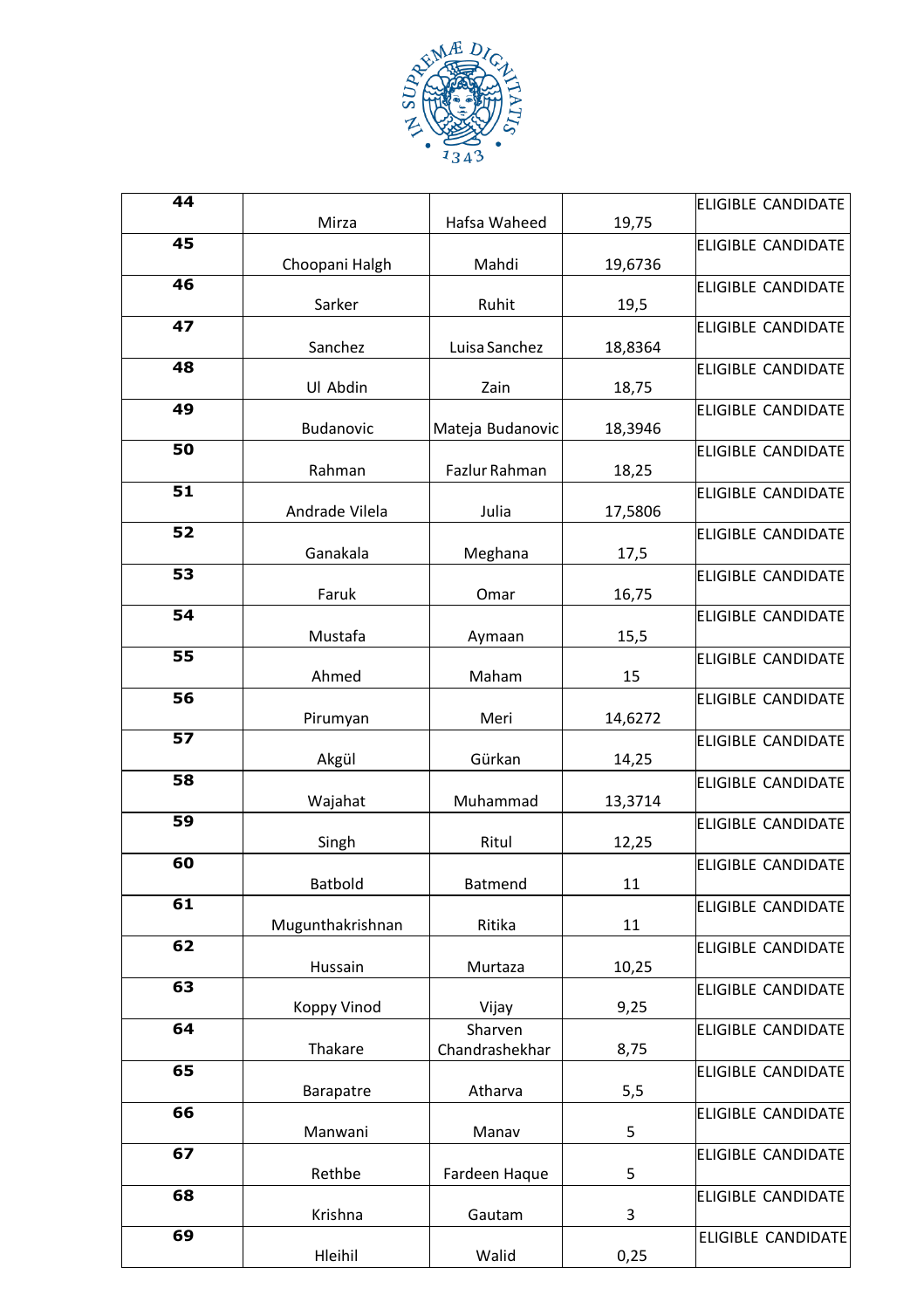| 44 | Mirza | Hafsa Waheed | 19,75 | ELIGIBLE CANDIDATE |
|---|---|---|---|---|
| 45 | Choopani Halgh | Mahdi | 19,6736 | ELIGIBLE CANDIDATE |
| 46 | Sarker | Ruhit | 19,5 | ELIGIBLE CANDIDATE |
| 47 | Sanchez | Luisa Sanchez | 18,8364 | ELIGIBLE CANDIDATE |
| 48 | Ul Abdin | Zain | 18,75 | ELIGIBLE CANDIDATE |
| 49 | Budanovic | Mateja Budanovic | 18,3946 | ELIGIBLE CANDIDATE |
| 50 | Rahman | Fazlur Rahman | 18,25 | ELIGIBLE CANDIDATE |
| 51 | Andrade Vilela | Julia | 17,5806 | ELIGIBLE CANDIDATE |
| 52 | Ganakala | Meghana | 17,5 | ELIGIBLE CANDIDATE |
| 53 | Faruk | Omar | 16,75 | ELIGIBLE CANDIDATE |
| 54 | Mustafa | Aymaan | 15,5 | ELIGIBLE CANDIDATE |
| 55 | Ahmed | Maham | 15 | ELIGIBLE CANDIDATE |
| 56 | Pirumyan | Meri | 14,6272 | ELIGIBLE CANDIDATE |
| 57 | Akgül | Gürkan | 14,25 | ELIGIBLE CANDIDATE |
| 58 | Wajahat | Muhammad | 13,3714 | ELIGIBLE CANDIDATE |
| 59 | Singh | Ritul | 12,25 | ELIGIBLE CANDIDATE |
| 60 | Batbold | Batmend | 11 | ELIGIBLE CANDIDATE |
| 61 | Mugunthakrishnan | Ritika | 11 | ELIGIBLE CANDIDATE |
| 62 | Hussain | Murtaza | 10,25 | ELIGIBLE CANDIDATE |
| 63 | Koppy Vinod | Vijay | 9,25 | ELIGIBLE CANDIDATE |
| 64 | Thakare | Sharven Chandrashekhar | 8,75 | ELIGIBLE CANDIDATE |
| 65 | Barapatre | Atharva | 5,5 | ELIGIBLE CANDIDATE |
| 66 | Manwani | Manav | 5 | ELIGIBLE CANDIDATE |
| 67 | Rethbe | Fardeen Haque | 5 | ELIGIBLE CANDIDATE |
| 68 | Krishna | Gautam | 3 | ELIGIBLE CANDIDATE |
| 69 | Hleihil | Walid | 0,25 | ELIGIBLE CANDIDATE |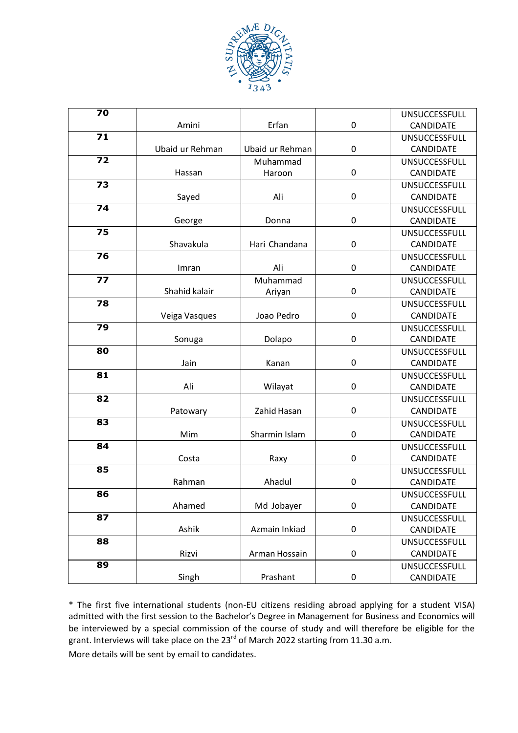| | | | | |
|---|---|---|---|---|
| 70 | Amini | Erfan | 0 | UNSUCCESSFULL CANDIDATE |
| 71 | Ubaid ur Rehman | Ubaid ur Rehman | 0 | UNSUCCESSFULL CANDIDATE |
| 72 | Hassan | Muhammad Haroon | 0 | UNSUCCESSFULL CANDIDATE |
| 73 | Sayed | Ali | 0 | UNSUCCESSFULL CANDIDATE |
| 74 | George | Donna | 0 | UNSUCCESSFULL CANDIDATE |
| 75 | Shavakula | Hari Chandana | 0 | UNSUCCESSFULL CANDIDATE |
| 76 | Imran | Ali | 0 | UNSUCCESSFULL CANDIDATE |
| 77 | Shahid kalair | Muhammad Ariyan | 0 | UNSUCCESSFULL CANDIDATE |
| 78 | Veiga Vasques | Joao Pedro | 0 | UNSUCCESSFULL CANDIDATE |
| 79 | Sonuga | Dolapo | 0 | UNSUCCESSFULL CANDIDATE |
| 80 | Jain | Kanan | 0 | UNSUCCESSFULL CANDIDATE |
| 81 | Ali | Wilayat | 0 | UNSUCCESSFULL CANDIDATE |
| 82 | Patowary | Zahid Hasan | 0 | UNSUCCESSFULL CANDIDATE |
| 83 | Mim | Sharmin Islam | 0 | UNSUCCESSFULL CANDIDATE |
| 84 | Costa | Raxy | 0 | UNSUCCESSFULL CANDIDATE |
| 85 | Rahman | Ahadul | 0 | UNSUCCESSFULL CANDIDATE |
| 86 | Ahamed | Md Jobayer | 0 | UNSUCCESSFULL CANDIDATE |
| 87 | Ashik | Azmain Inkiad | 0 | UNSUCCESSFULL CANDIDATE |
| 88 | Rizvi | Arman Hossain | 0 | UNSUCCESSFULL CANDIDATE |
| 89 | Singh | Prashant | 0 | UNSUCCESSFULL CANDIDATE |

* The first five international students (non-EU citizens residing abroad applying for a student VISA) admitted with the first session to the Bachelor's Degree in Management for Business and Economics will be interviewed by a special commission of the course of study and will therefore be eligible for the grant. Interviews will take place on the 23rd of March 2022 starting from 11.30 a.m.

More details will be sent by email to candidates.